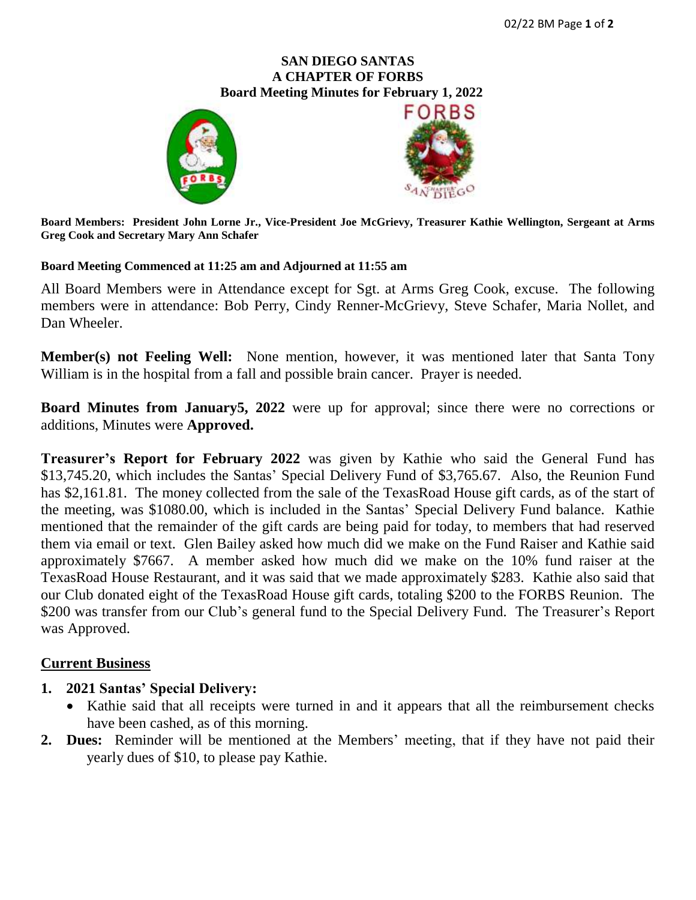**SAN DIEGO SANTAS**
**A CHAPTER OF FORBS**
**Board Meeting Minutes for February 1, 2022**

**Board Members: President John Lorne Jr., Vice-President Joe McGrievy, Treasurer Kathie Wellington, Sergeant at Arms Greg Cook and Secretary Mary Ann Schafer**

**Board Meeting Commenced at 11:25 am and Adjourned at 11:55 am**

All Board Members were in Attendance except for Sgt. at Arms Greg Cook, excuse. The following members were in attendance: Bob Perry, Cindy Renner-McGrievy, Steve Schafer, Maria Nollet, and Dan Wheeler.

**Member(s) not Feeling Well:** None mention, however, it was mentioned later that Santa Tony William is in the hospital from a fall and possible brain cancer. Prayer is needed.

**Board Minutes from January5, 2022** were up for approval; since there were no corrections or additions, Minutes were **Approved.**

**Treasurer's Report for February 2022** was given by Kathie who said the General Fund has $13,745.20, which includes the Santas' Special Delivery Fund of $3,765.67. Also, the Reunion Fund has $2,161.81. The money collected from the sale of the TexasRoad House gift cards, as of the start of the meeting, was $1080.00, which is included in the Santas' Special Delivery Fund balance. Kathie mentioned that the remainder of the gift cards are being paid for today, to members that had reserved them via email or text. Glen Bailey asked how much did we make on the Fund Raiser and Kathie said approximately $7667. A member asked how much did we make on the 10% fund raiser at the TexasRoad House Restaurant, and it was said that we made approximately $283. Kathie also said that our Club donated eight of the TexasRoad House gift cards, totaling $200 to the FORBS Reunion. The $200 was transfer from our Club's general fund to the Special Delivery Fund. The Treasurer's Report was Approved.

## Current Business

1. **2021 Santas' Special Delivery:**
   - Kathie said that all receipts were turned in and it appears that all the reimbursement checks have been cashed, as of this morning.
2. **Dues:** Reminder will be mentioned at the Members' meeting, that if they have not paid their yearly dues of $10, to please pay Kathie.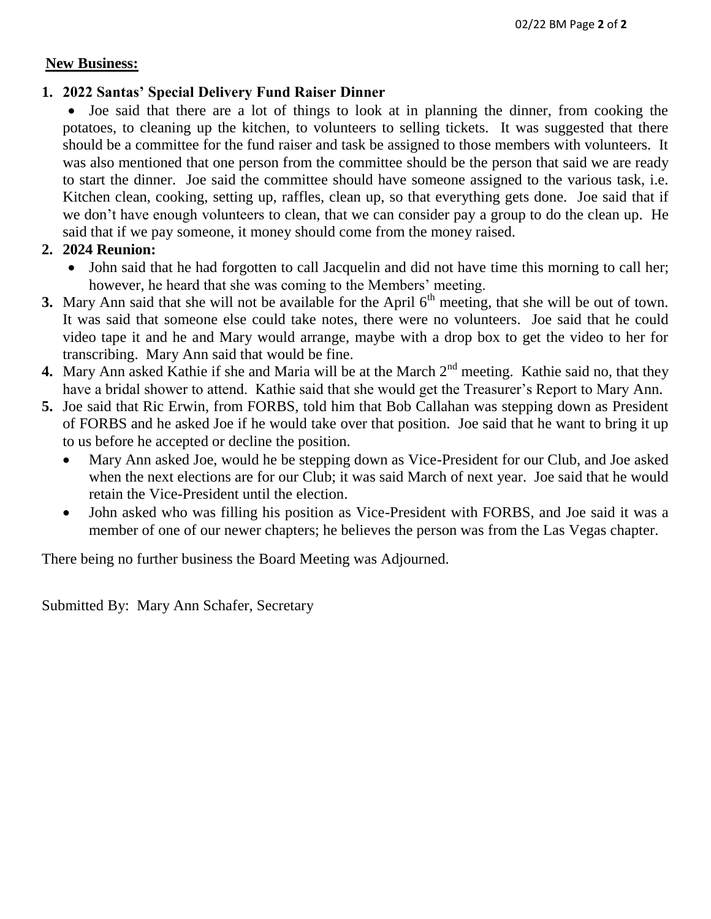**New Business:**

1. **2022 Santas' Special Delivery Fund Raiser Dinner**
   - Joe said that there are a lot of things to look at in planning the dinner, from cooking the potatoes, to cleaning up the kitchen, to volunteers to selling tickets. It was suggested that there should be a committee for the fund raiser and task be assigned to those members with volunteers. It was also mentioned that one person from the committee should be the person that said we are ready to start the dinner. Joe said the committee should have someone assigned to the various task, i.e. Kitchen clean, cooking, setting up, raffles, clean up, so that everything gets done. Joe said that if we don't have enough volunteers to clean, that we can consider pay a group to do the clean up. He said that if we pay someone, it money should come from the money raised.
2. **2024 Reunion:**
   - John said that he had forgotten to call Jacquelin and did not have time this morning to call her; however, he heard that she was coming to the Members' meeting.
3. Mary Ann said that she will not be available for the April 6th meeting, that she will be out of town. It was said that someone else could take notes, there were no volunteers. Joe said that he could video tape it and he and Mary would arrange, maybe with a drop box to get the video to her for transcribing. Mary Ann said that would be fine.
4. Mary Ann asked Kathie if she and Maria will be at the March 2nd meeting. Kathie said no, that they have a bridal shower to attend. Kathie said that she would get the Treasurer's Report to Mary Ann.
5. Joe said that Ric Erwin, from FORBS, told him that Bob Callahan was stepping down as President of FORBS and he asked Joe if he would take over that position. Joe said that he want to bring it up to us before he accepted or decline the position.
   - Mary Ann asked Joe, would he be stepping down as Vice-President for our Club, and Joe asked when the next elections are for our Club; it was said March of next year. Joe said that he would retain the Vice-President until the election.
   - John asked who was filling his position as Vice-President with FORBS, and Joe said it was a member of one of our newer chapters; he believes the person was from the Las Vegas chapter.

There being no further business the Board Meeting was Adjourned.

Submitted By: Mary Ann Schafer, Secretary